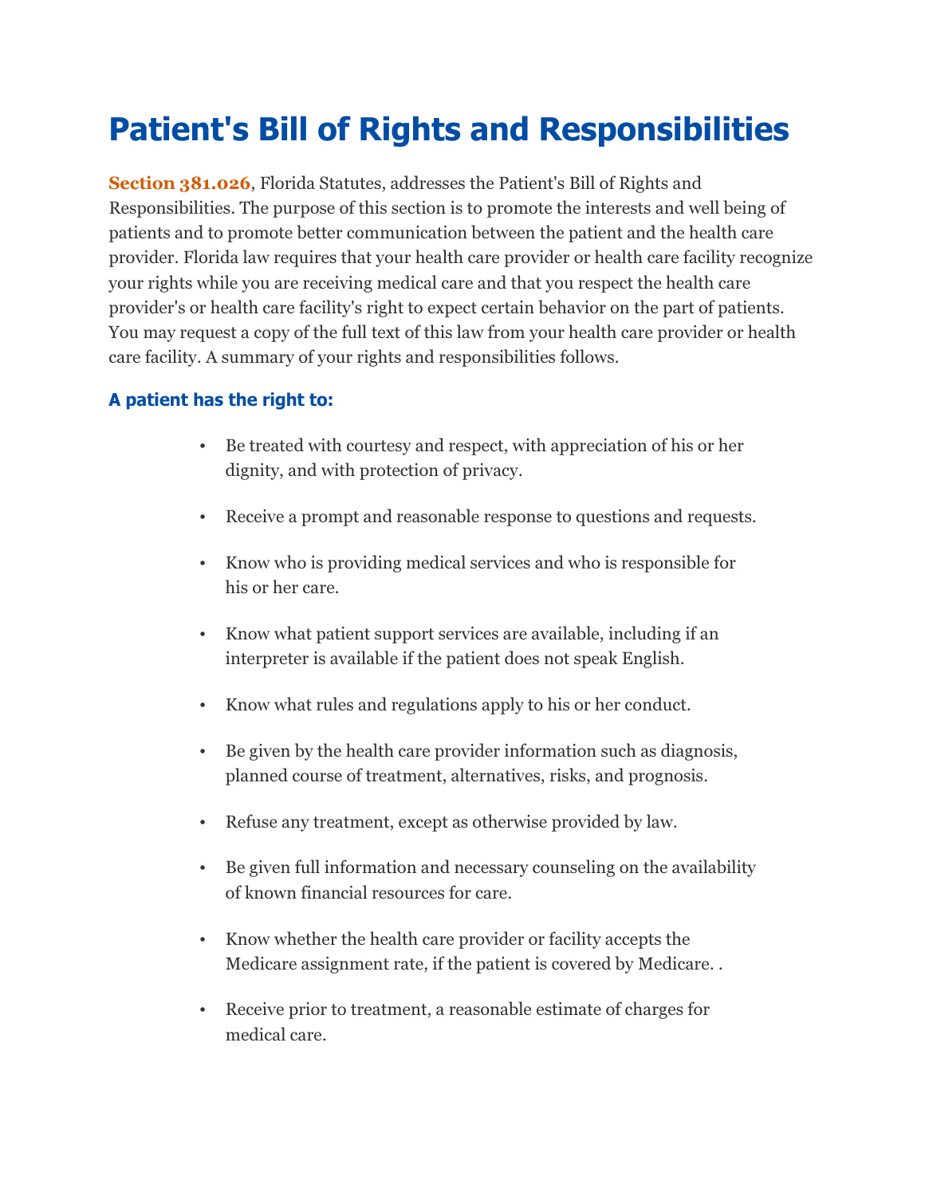# Patient's Bill of Rights and Responsibilities

**Section 381.026**, Florida Statutes, addresses the Patient's Bill of Rights and Responsibilities. The purpose of this section is to promote the interests and well being of patients and to promote better communication between the patient and the health care provider. Florida law requires that your health care provider or health care facility recognize your rights while you are receiving medical care and that you respect the health care provider's or health care facility's right to expect certain behavior on the part of patients. You may request a copy of the full text of this law from your health care provider or health care facility. A summary of your rights and responsibilities follows.

### A patient has the right to:

- Be treated with courtesy and respect, with appreciation of his or her dignity, and with protection of privacy.
- Receive a prompt and reasonable response to questions and requests.
- Know who is providing medical services and who is responsible for his or her care.
- Know what patient support services are available, including if an interpreter is available if the patient does not speak English.
- Know what rules and regulations apply to his or her conduct.
- Be given by the health care provider information such as diagnosis, planned course of treatment, alternatives, risks, and prognosis.
- Refuse any treatment, except as otherwise provided by law.
- Be given full information and necessary counseling on the availability of known financial resources for care.
- Know whether the health care provider or facility accepts the Medicare assignment rate, if the patient is covered by Medicare. .
- Receive prior to treatment, a reasonable estimate of charges for medical care.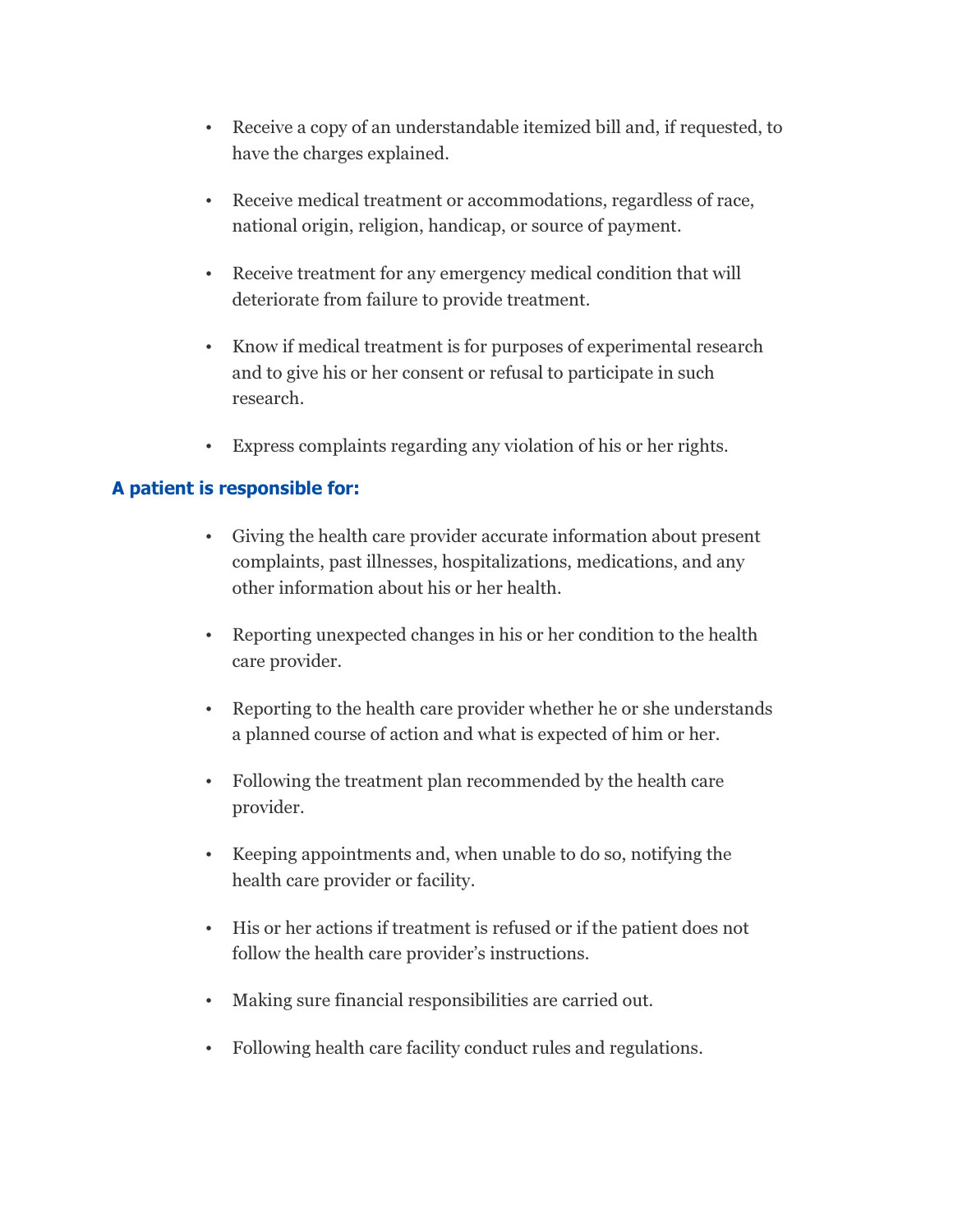- Receive a copy of an understandable itemized bill and, if requested, to have the charges explained.
- Receive medical treatment or accommodations, regardless of race, national origin, religion, handicap, or source of payment.
- Receive treatment for any emergency medical condition that will deteriorate from failure to provide treatment.
- Know if medical treatment is for purposes of experimental research and to give his or her consent or refusal to participate in such research.
- Express complaints regarding any violation of his or her rights.

### A patient is responsible for:

- Giving the health care provider accurate information about present complaints, past illnesses, hospitalizations, medications, and any other information about his or her health.
- Reporting unexpected changes in his or her condition to the health care provider.
- Reporting to the health care provider whether he or she understands a planned course of action and what is expected of him or her.
- Following the treatment plan recommended by the health care provider.
- Keeping appointments and, when unable to do so, notifying the health care provider or facility.
- His or her actions if treatment is refused or if the patient does not follow the health care provider's instructions.
- Making sure financial responsibilities are carried out.
- Following health care facility conduct rules and regulations.